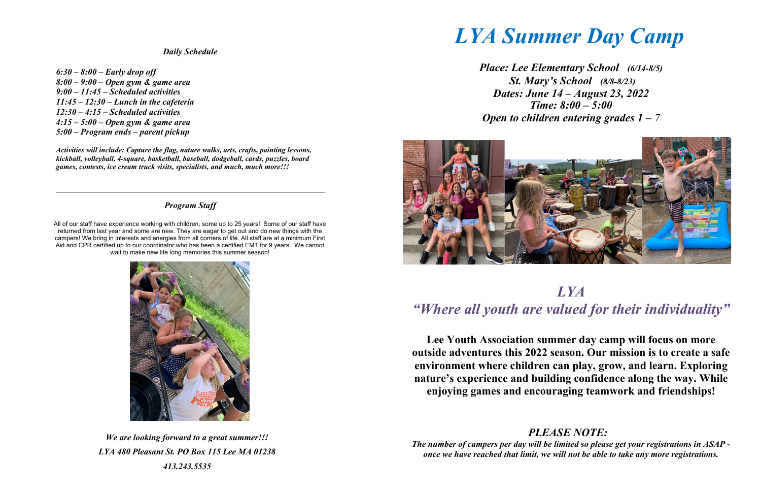*Daily Schedule*

***6:30 – 8:00 – Early drop off***
***8:00 – 9:00 – Open gym & game area***
***9:00 – 11:45 – Scheduled activities***
***11:45 – 12:30 – Lunch in the cafeteria***
***12:30 – 4:15 – Scheduled activities***
***4:15 – 5:00 – Open gym & game area***
***5:00 – Program ends – parent pickup***

***Activities will include: Capture the flag, nature walks, arts, crafts, painting lessons, kickball, volleyball, 4-square, basketball, baseball, dodgeball, cards, puzzles, board games, contests, ice cream truck visits, specialists, and much, much more!!!***

---

***Program Staff***

All of our staff have experience working with children, some up to 25 years! Some of our staff have returned from last year and some are new. They are eager to get out and do new things with the campers! We bring in interests and energies from all corners of life. All staff are at a minimum First Aid and CPR certified up to our coordinator who has been a certified EMT for 9 years. We cannot wait to make new life long memories this summer season!

***We are looking forward to a great summer!!!***
***LYA 480 Pleasant St. PO Box 115 Lee MA 01238***
***413.243.5535***

# *LYA Summer Day Camp*

***Place: Lee Elementary School (6/14-8/5)***
***St. Mary's School (8/8-8/23)***
***Dates: June 14 – August 23, 2022***
***Time: 8:00 – 5:00***
***Open to children entering grades 1 – 7***

## *LYA*
## *"Where all youth are valued for their individuality"*

**Lee Youth Association summer day camp will focus on more outside adventures this 2022 season. Our mission is to create a safe environment where children can play, grow, and learn. Exploring nature's experience and building confidence along the way. While enjoying games and encouraging teamwork and friendships!**

***PLEASE NOTE:***
***The number of campers per day will be limited so please get your registrations in ASAP - once we have reached that limit, we will not be able to take any more registrations.***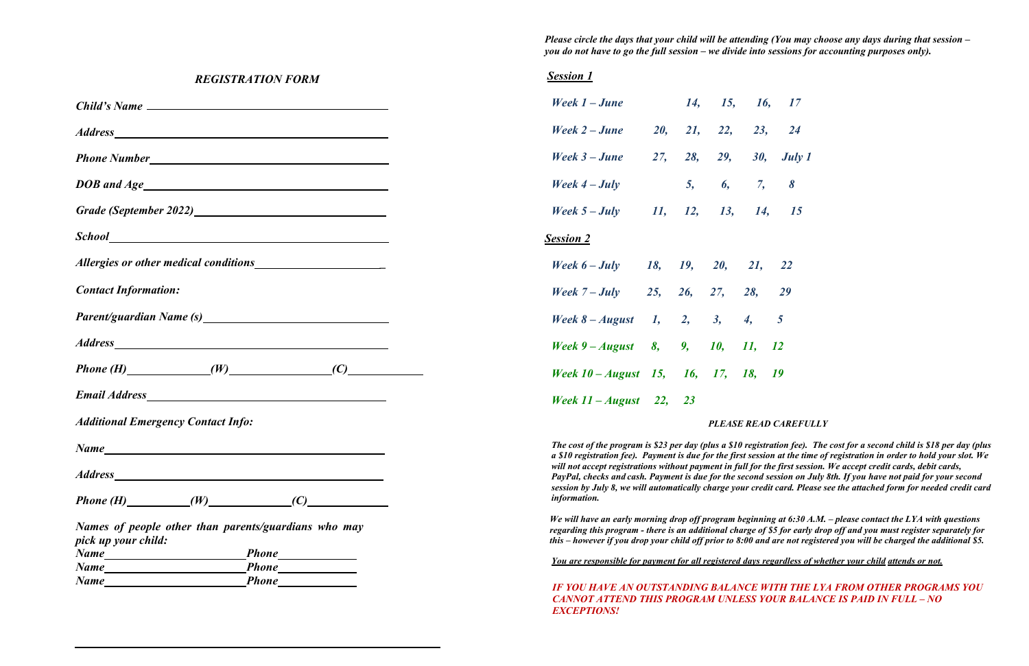## *REGISTRATION FORM*

***Child's Name*** \_\_\_\_\_\_\_\_\_\_\_\_\_\_\_\_\_\_\_\_\_\_\_\_\_\_\_\_\_\_\_\_\_\_\_\_\_\_\_\_

***Address*** \_\_\_\_\_\_\_\_\_\_\_\_\_\_\_\_\_\_\_\_\_\_\_\_\_\_\_\_\_\_\_\_\_\_\_\_\_\_\_\_

***Phone Number*** \_\_\_\_\_\_\_\_\_\_\_\_\_\_\_\_\_\_\_\_\_\_\_\_\_\_\_\_\_\_\_\_\_\_\_\_

***DOB and Age*** \_\_\_\_\_\_\_\_\_\_\_\_\_\_\_\_\_\_\_\_\_\_\_\_\_\_\_\_\_\_\_\_\_\_\_\_\_

***Grade (September 2022)*** \_\_\_\_\_\_\_\_\_\_\_\_\_\_\_\_\_\_\_\_\_\_\_\_\_\_\_\_

***School*** \_\_\_\_\_\_\_\_\_\_\_\_\_\_\_\_\_\_\_\_\_\_\_\_\_\_\_\_\_\_\_\_\_\_\_\_\_\_\_\_\_\_\_

***Allergies or other medical conditions*** \_\_\_\_\_\_\_\_\_\_\_\_\_\_\_\_\_\_\_\_\_

***Contact Information:***

***Parent/guardian Name (s)*** \_\_\_\_\_\_\_\_\_\_\_\_\_\_\_\_\_\_\_\_\_\_\_\_\_\_\_

***Address*** \_\_\_\_\_\_\_\_\_\_\_\_\_\_\_\_\_\_\_\_\_\_\_\_\_\_\_\_\_\_\_\_\_\_\_\_\_\_\_\_

***Phone (H)*** \_\_\_\_\_\_\_\_\_\_\_\_ ***(W)*** \_\_\_\_\_\_\_\_\_\_\_\_\_\_ ***(C)*** \_\_\_\_\_\_\_\_\_\_\_

***Email Address*** \_\_\_\_\_\_\_\_\_\_\_\_\_\_\_\_\_\_\_\_\_\_\_\_\_\_\_\_\_\_\_\_\_\_\_

***Additional Emergency Contact Info:***

***Name*** \_\_\_\_\_\_\_\_\_\_\_\_\_\_\_\_\_\_\_\_\_\_\_\_\_\_\_\_\_\_\_\_\_\_\_\_\_\_\_\_\_\_

***Address*** \_\_\_\_\_\_\_\_\_\_\_\_\_\_\_\_\_\_\_\_\_\_\_\_\_\_\_\_\_\_\_\_\_\_\_\_\_\_\_

***Phone (H)*** \_\_\_\_\_\_\_\_\_ ***(W)*** \_\_\_\_\_\_\_\_\_\_\_\_ ***(C)*** \_\_\_\_\_\_\_\_\_\_\_\_

***Names of people other than parents/guardians who may pick up your child:***

***Name*** \_\_\_\_\_\_\_\_\_\_\_\_\_\_\_\_\_\_\_\_\_\_ ***Phone*** \_\_\_\_\_\_\_\_\_\_\_

***Name*** \_\_\_\_\_\_\_\_\_\_\_\_\_\_\_\_\_\_\_\_\_\_ ***Phone*** \_\_\_\_\_\_\_\_\_\_\_

***Name*** \_\_\_\_\_\_\_\_\_\_\_\_\_\_\_\_\_\_\_\_\_\_ ***Phone*** \_\_\_\_\_\_\_\_\_\_\_

***Please circle the days that your child will be attending (You may choose any days during that session – you do not have to go the full session – we divide into sessions for accounting purposes only).***

***Session 1***

***Week 1 – June*** 14, 15, 16, 17

***Week 2 – June*** 20, 21, 22, 23, 24

***Week 3 – June*** 27, 28, 29, 30, July 1

***Week 4 – July*** 5, 6, 7, 8

***Week 5 – July*** 11, 12, 13, 14, 15

***Session 2***

***Week 6 – July*** 18, 19, 20, 21, 22

***Week 7 – July*** 25, 26, 27, 28, 29

***Week 8 – August*** 1, 2, 3, 4, 5

***Week 9 – August*** 8, 9, 10, 11, 12

***Week 10 – August*** 15, 16, 17, 18, 19

***Week 11 – August*** 22, 23

***PLEASE READ CAREFULLY***

***The cost of the program is $23 per day (plus a $10 registration fee). The cost for a second child is $18 per day (plus a $10 registration fee). Payment is due for the first session at the time of registration in order to hold your slot. We will not accept registrations without payment in full for the first session. We accept credit cards, debit cards, PayPal, checks and cash. Payment is due for the second session on July 8th. If you have not paid for your second session by July 8, we will automatically charge your credit card. Please see the attached form for needed credit card information.***

***We will have an early morning drop off program beginning at 6:30 A.M. – please contact the LYA with questions regarding this program - there is an additional charge of $5 for early drop off and you must register separately for this – however if you drop your child off prior to 8:00 and are not registered you will be charged the additional $5.***

***You are responsible for payment for all registered days regardless of whether your child attends or not.***

***IF YOU HAVE AN OUTSTANDING BALANCE WITH THE LYA FROM OTHER PROGRAMS YOU CANNOT ATTEND THIS PROGRAM UNLESS YOUR BALANCE IS PAID IN FULL – NO EXCEPTIONS!***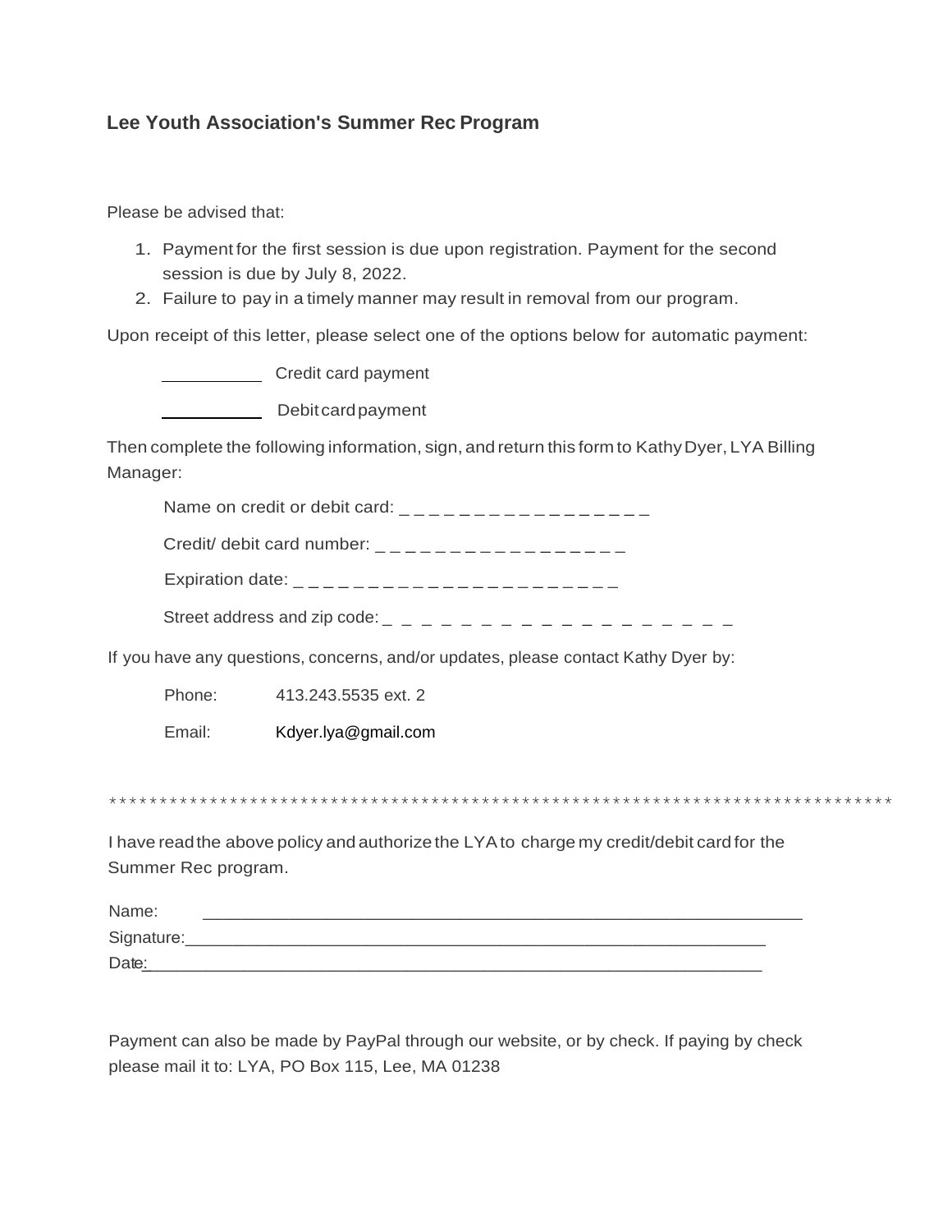## Lee Youth Association's Summer Rec Program

Please be advised that:

1. Payment for the first session is due upon registration. Payment for the second session is due by July 8, 2022.
2. Failure to pay in a timely manner may result in removal from our program.

Upon receipt of this letter, please select one of the options below for automatic payment:

__________ Credit card payment

__________ Debit card payment

Then complete the following information, sign, and return this form to Kathy Dyer, LYA Billing Manager:

Name on credit or debit card: _ _ _ _ _ _ _ _ _ _ _ _ _ _ _ _ _

Credit/ debit card number: _ _ _ _ _ _ _ _ _ _ _ _ _ _ _ _ _

Expiration date: _ _ _ _ _ _ _ _ _ _ _ _ _ _ _ _ _ _ _ _ _ _

Street address and zip code: _ _ _ _ _ _ _ _ _ _ _ _ _ _ _ _ _ _ _

If you have any questions, concerns, and/or updates, please contact Kathy Dyer by:

Phone: 413.243.5535 ext. 2

Email: Kdyer.lya@gmail.com

*****************************************************************************

I have read the above policy and authorize the LYA to charge my credit/debit card for the Summer Rec program.

Name: ____________________________________________________________

Signature: ________________________________________________________

Date: ____________________________________________________________

Payment can also be made by PayPal through our website, or by check. If paying by check please mail it to: LYA, PO Box 115, Lee, MA 01238